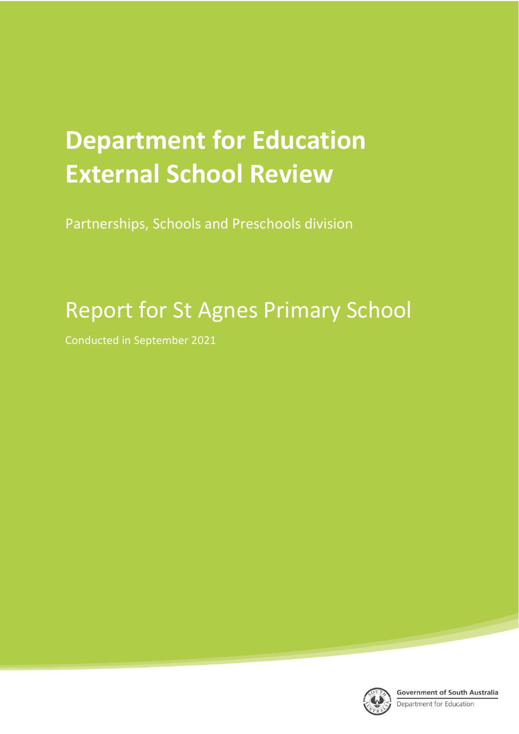# Department for Education External School Review

Partnerships, Schools and Preschools division

## Report for St Agnes Primary School

Conducted in September 2021

Government of South Australia
Department for Education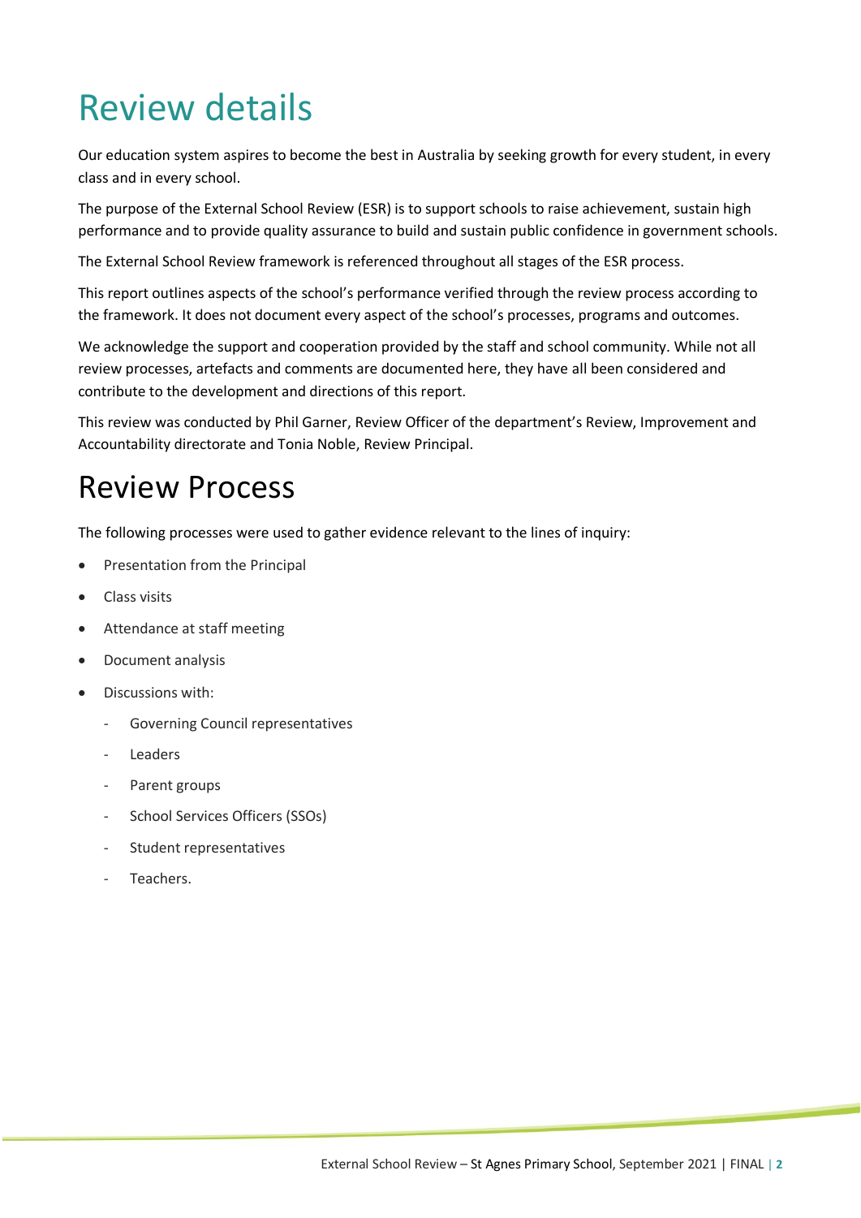# Review details

Our education system aspires to become the best in Australia by seeking growth for every student, in every class and in every school.

The purpose of the External School Review (ESR) is to support schools to raise achievement, sustain high performance and to provide quality assurance to build and sustain public confidence in government schools.

The External School Review framework is referenced throughout all stages of the ESR process.

This report outlines aspects of the school's performance verified through the review process according to the framework. It does not document every aspect of the school's processes, programs and outcomes.

We acknowledge the support and cooperation provided by the staff and school community. While not all review processes, artefacts and comments are documented here, they have all been considered and contribute to the development and directions of this report.

This review was conducted by Phil Garner, Review Officer of the department's Review, Improvement and Accountability directorate and Tonia Noble, Review Principal.

# Review Process

The following processes were used to gather evidence relevant to the lines of inquiry:

- Presentation from the Principal
- Class visits
- Attendance at staff meeting
- Document analysis
- Discussions with:
  - Governing Council representatives
  - Leaders
  - Parent groups
  - School Services Officers (SSOs)
  - Student representatives
  - Teachers.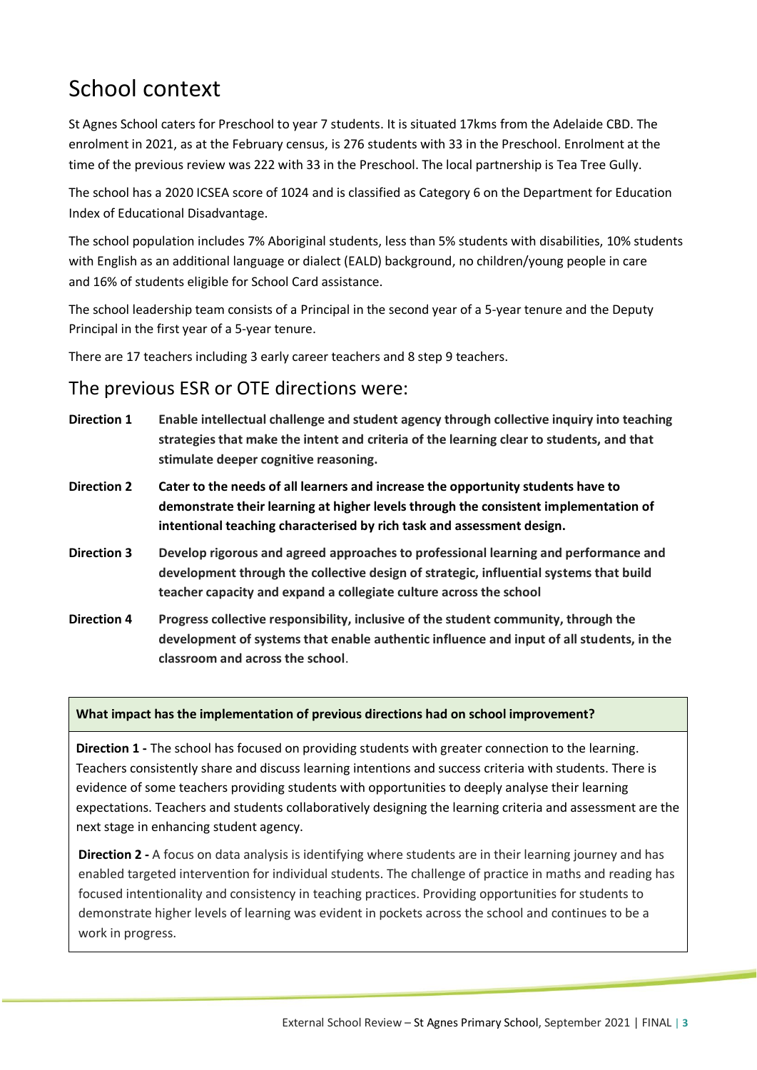# School context

St Agnes School caters for Preschool to year 7 students. It is situated 17kms from the Adelaide CBD. The enrolment in 2021, as at the February census, is 276 students with 33 in the Preschool. Enrolment at the time of the previous review was 222 with 33 in the Preschool. The local partnership is Tea Tree Gully.

The school has a 2020 ICSEA score of 1024 and is classified as Category 6 on the Department for Education Index of Educational Disadvantage.

The school population includes 7% Aboriginal students, less than 5% students with disabilities, 10% students with English as an additional language or dialect (EALD) background, no children/young people in care and 16% of students eligible for School Card assistance.

The school leadership team consists of a Principal in the second year of a 5-year tenure and the Deputy Principal in the first year of a 5-year tenure.

There are 17 teachers including 3 early career teachers and 8 step 9 teachers.

## The previous ESR or OTE directions were:

**Direction 1** **Enable intellectual challenge and student agency through collective inquiry into teaching strategies that make the intent and criteria of the learning clear to students, and that stimulate deeper cognitive reasoning.**

**Direction 2** **Cater to the needs of all learners and increase the opportunity students have to demonstrate their learning at higher levels through the consistent implementation of intentional teaching characterised by rich task and assessment design.**

**Direction 3** **Develop rigorous and agreed approaches to professional learning and performance and development through the collective design of strategic, influential systems that build teacher capacity and expand a collegiate culture across the school**

**Direction 4** **Progress collective responsibility, inclusive of the student community, through the development of systems that enable authentic influence and input of all students, in the classroom and across the school**.

**What impact has the implementation of previous directions had on school improvement?**

**Direction 1 -** The school has focused on providing students with greater connection to the learning. Teachers consistently share and discuss learning intentions and success criteria with students. There is evidence of some teachers providing students with opportunities to deeply analyse their learning expectations. Teachers and students collaboratively designing the learning criteria and assessment are the next stage in enhancing student agency.

**Direction 2 -** A focus on data analysis is identifying where students are in their learning journey and has enabled targeted intervention for individual students. The challenge of practice in maths and reading has focused intentionality and consistency in teaching practices. Providing opportunities for students to demonstrate higher levels of learning was evident in pockets across the school and continues to be a work in progress.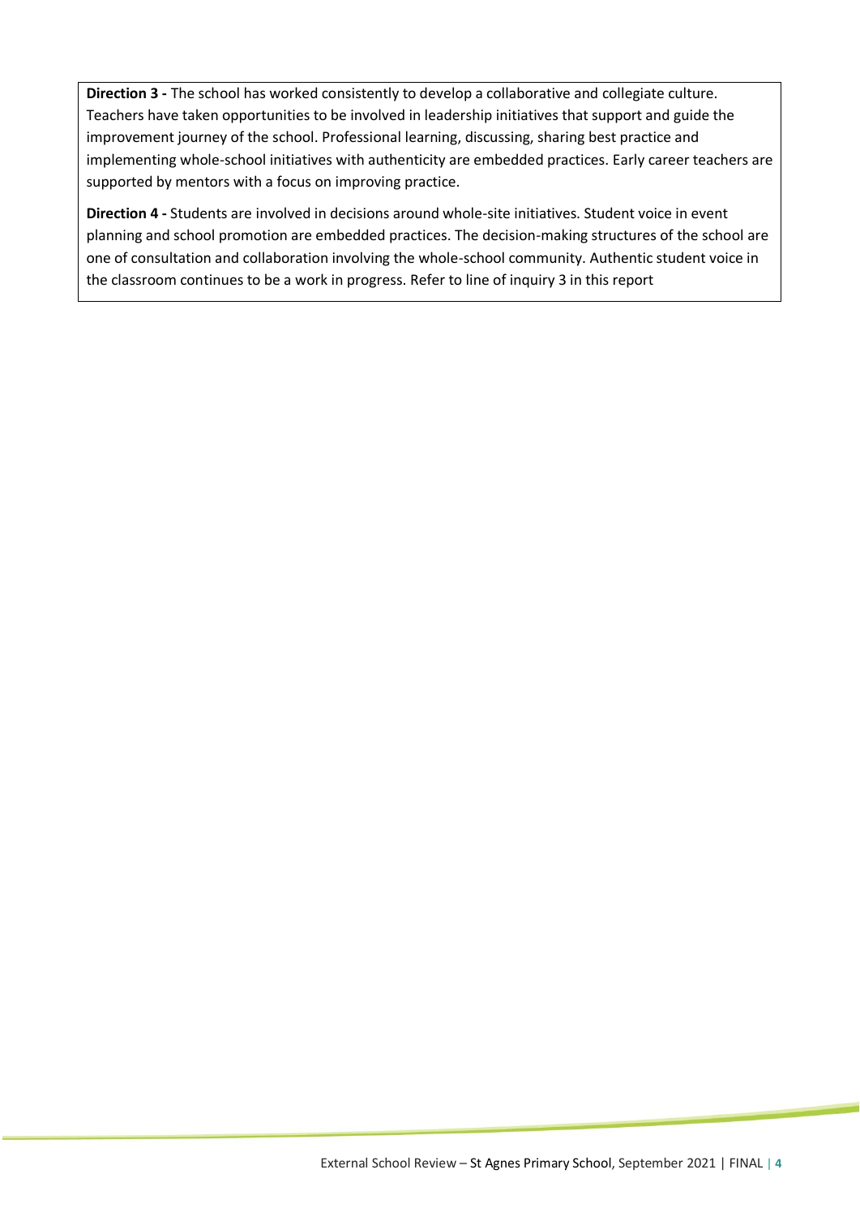**Direction 3 -** The school has worked consistently to develop a collaborative and collegiate culture. Teachers have taken opportunities to be involved in leadership initiatives that support and guide the improvement journey of the school. Professional learning, discussing, sharing best practice and implementing whole-school initiatives with authenticity are embedded practices. Early career teachers are supported by mentors with a focus on improving practice.

**Direction 4 -** Students are involved in decisions around whole-site initiatives. Student voice in event planning and school promotion are embedded practices. The decision-making structures of the school are one of consultation and collaboration involving the whole-school community. Authentic student voice in the classroom continues to be a work in progress. Refer to line of inquiry 3 in this report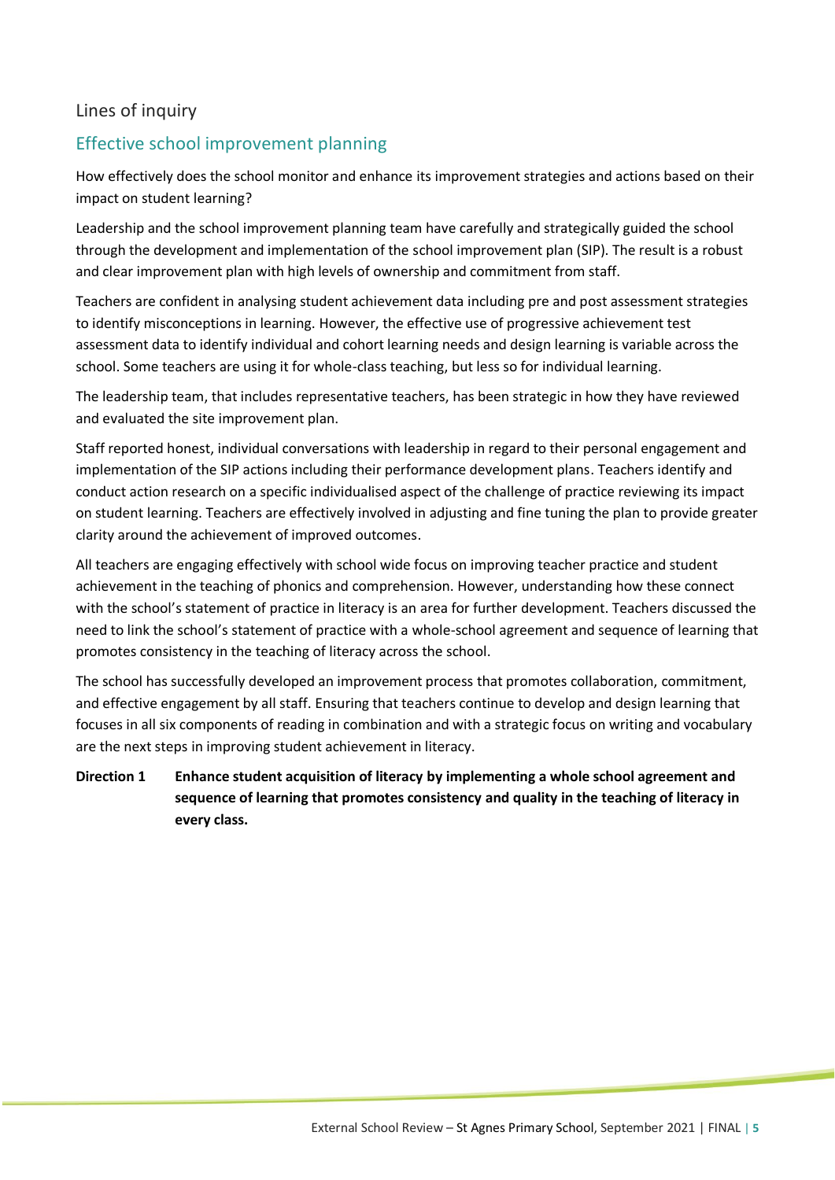## Lines of inquiry

### Effective school improvement planning

How effectively does the school monitor and enhance its improvement strategies and actions based on their impact on student learning?

Leadership and the school improvement planning team have carefully and strategically guided the school through the development and implementation of the school improvement plan (SIP). The result is a robust and clear improvement plan with high levels of ownership and commitment from staff.

Teachers are confident in analysing student achievement data including pre and post assessment strategies to identify misconceptions in learning. However, the effective use of progressive achievement test assessment data to identify individual and cohort learning needs and design learning is variable across the school. Some teachers are using it for whole-class teaching, but less so for individual learning.

The leadership team, that includes representative teachers, has been strategic in how they have reviewed and evaluated the site improvement plan.

Staff reported honest, individual conversations with leadership in regard to their personal engagement and implementation of the SIP actions including their performance development plans. Teachers identify and conduct action research on a specific individualised aspect of the challenge of practice reviewing its impact on student learning. Teachers are effectively involved in adjusting and fine tuning the plan to provide greater clarity around the achievement of improved outcomes.

All teachers are engaging effectively with school wide focus on improving teacher practice and student achievement in the teaching of phonics and comprehension. However, understanding how these connect with the school's statement of practice in literacy is an area for further development. Teachers discussed the need to link the school's statement of practice with a whole-school agreement and sequence of learning that promotes consistency in the teaching of literacy across the school.

The school has successfully developed an improvement process that promotes collaboration, commitment, and effective engagement by all staff. Ensuring that teachers continue to develop and design learning that focuses in all six components of reading in combination and with a strategic focus on writing and vocabulary are the next steps in improving student achievement in literacy.

**Direction 1 Enhance student acquisition of literacy by implementing a whole school agreement and sequence of learning that promotes consistency and quality in the teaching of literacy in every class.**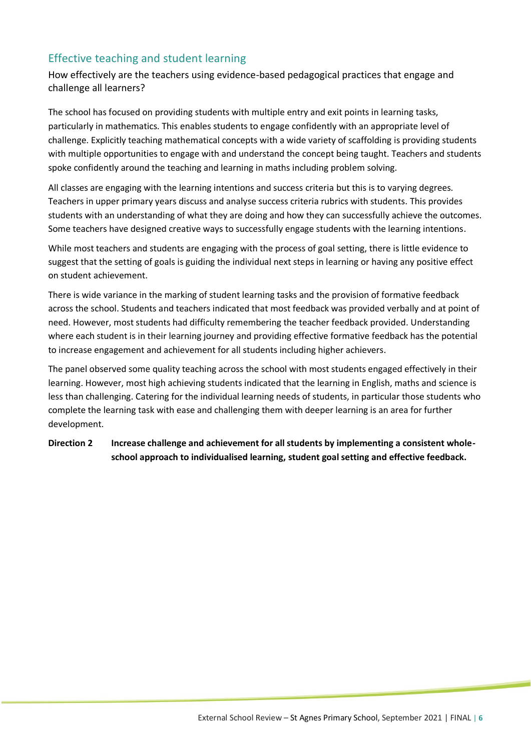## Effective teaching and student learning

How effectively are the teachers using evidence-based pedagogical practices that engage and challenge all learners?

The school has focused on providing students with multiple entry and exit points in learning tasks, particularly in mathematics. This enables students to engage confidently with an appropriate level of challenge. Explicitly teaching mathematical concepts with a wide variety of scaffolding is providing students with multiple opportunities to engage with and understand the concept being taught. Teachers and students spoke confidently around the teaching and learning in maths including problem solving.

All classes are engaging with the learning intentions and success criteria but this is to varying degrees. Teachers in upper primary years discuss and analyse success criteria rubrics with students. This provides students with an understanding of what they are doing and how they can successfully achieve the outcomes. Some teachers have designed creative ways to successfully engage students with the learning intentions.

While most teachers and students are engaging with the process of goal setting, there is little evidence to suggest that the setting of goals is guiding the individual next steps in learning or having any positive effect on student achievement.

There is wide variance in the marking of student learning tasks and the provision of formative feedback across the school. Students and teachers indicated that most feedback was provided verbally and at point of need. However, most students had difficulty remembering the teacher feedback provided. Understanding where each student is in their learning journey and providing effective formative feedback has the potential to increase engagement and achievement for all students including higher achievers.

The panel observed some quality teaching across the school with most students engaged effectively in their learning. However, most high achieving students indicated that the learning in English, maths and science is less than challenging. Catering for the individual learning needs of students, in particular those students who complete the learning task with ease and challenging them with deeper learning is an area for further development.

**Direction 2** **Increase challenge and achievement for all students by implementing a consistent whole-school approach to individualised learning, student goal setting and effective feedback.**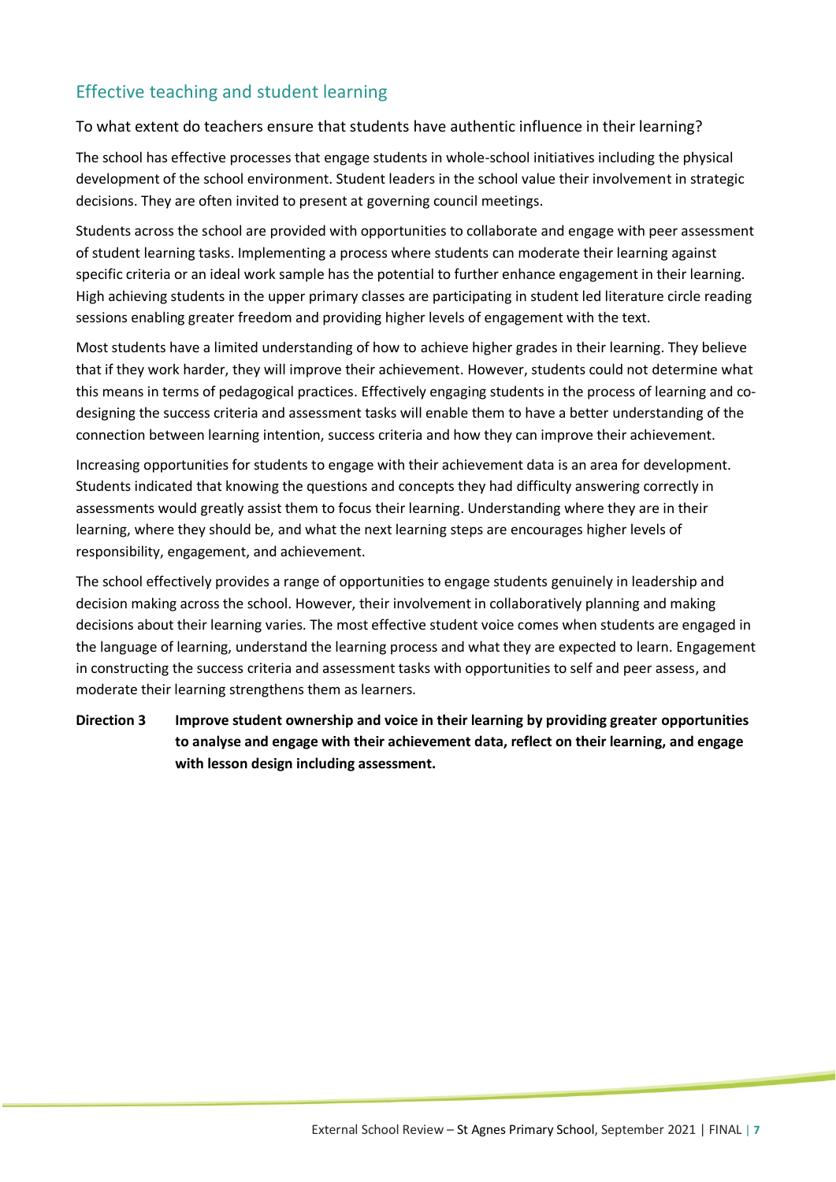## Effective teaching and student learning

### To what extent do teachers ensure that students have authentic influence in their learning?

The school has effective processes that engage students in whole-school initiatives including the physical development of the school environment. Student leaders in the school value their involvement in strategic decisions. They are often invited to present at governing council meetings.

Students across the school are provided with opportunities to collaborate and engage with peer assessment of student learning tasks. Implementing a process where students can moderate their learning against specific criteria or an ideal work sample has the potential to further enhance engagement in their learning. High achieving students in the upper primary classes are participating in student led literature circle reading sessions enabling greater freedom and providing higher levels of engagement with the text.

Most students have a limited understanding of how to achieve higher grades in their learning. They believe that if they work harder, they will improve their achievement. However, students could not determine what this means in terms of pedagogical practices. Effectively engaging students in the process of learning and co-designing the success criteria and assessment tasks will enable them to have a better understanding of the connection between learning intention, success criteria and how they can improve their achievement.

Increasing opportunities for students to engage with their achievement data is an area for development. Students indicated that knowing the questions and concepts they had difficulty answering correctly in assessments would greatly assist them to focus their learning. Understanding where they are in their learning, where they should be, and what the next learning steps are encourages higher levels of responsibility, engagement, and achievement.

The school effectively provides a range of opportunities to engage students genuinely in leadership and decision making across the school. However, their involvement in collaboratively planning and making decisions about their learning varies. The most effective student voice comes when students are engaged in the language of learning, understand the learning process and what they are expected to learn. Engagement in constructing the success criteria and assessment tasks with opportunities to self and peer assess, and moderate their learning strengthens them as learners.

**Direction 3** **Improve student ownership and voice in their learning by providing greater opportunities to analyse and engage with their achievement data, reflect on their learning, and engage with lesson design including assessment.**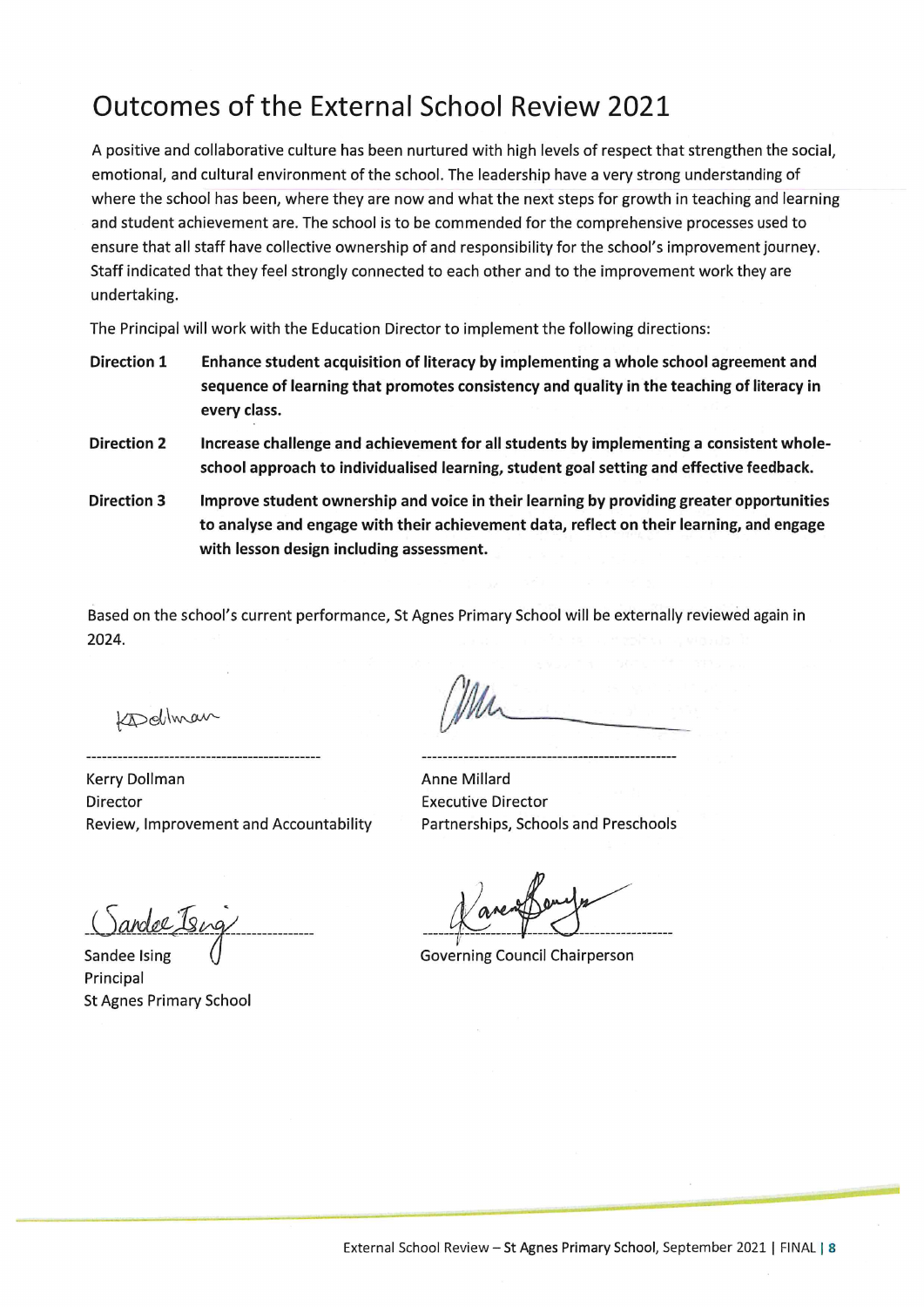# Outcomes of the External School Review 2021

A positive and collaborative culture has been nurtured with high levels of respect that strengthen the social, emotional, and cultural environment of the school. The leadership have a very strong understanding of where the school has been, where they are now and what the next steps for growth in teaching and learning and student achievement are. The school is to be commended for the comprehensive processes used to ensure that all staff have collective ownership of and responsibility for the school's improvement journey. Staff indicated that they feel strongly connected to each other and to the improvement work they are undertaking.

The Principal will work with the Education Director to implement the following directions:

**Direction 1** **Enhance student acquisition of literacy by implementing a whole school agreement and sequence of learning that promotes consistency and quality in the teaching of literacy in every class.**

**Direction 2** **Increase challenge and achievement for all students by implementing a consistent whole-school approach to individualised learning, student goal setting and effective feedback.**

**Direction 3** **Improve student ownership and voice in their learning by providing greater opportunities to analyse and engage with their achievement data, reflect on their learning, and engage with lesson design including assessment.**

Based on the school's current performance, St Agnes Primary School will be externally reviewed again in 2024.

Kerry Dollman
Director
Review, Improvement and Accountability

Anne Millard
Executive Director
Partnerships, Schools and Preschools

Sandee Ising
Principal
St Agnes Primary School

Governing Council Chairperson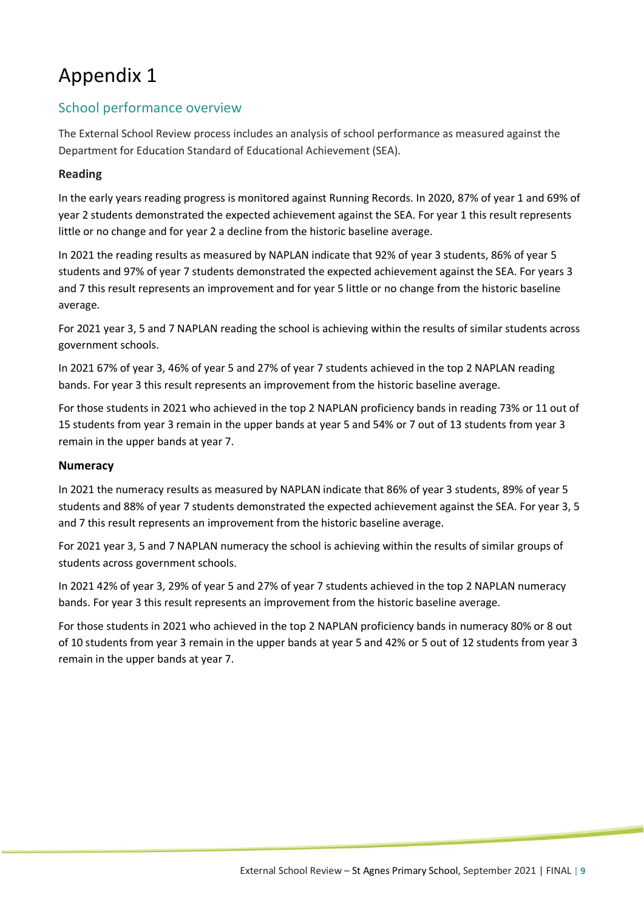# Appendix 1

## School performance overview

The External School Review process includes an analysis of school performance as measured against the Department for Education Standard of Educational Achievement (SEA).

**Reading**

In the early years reading progress is monitored against Running Records. In 2020, 87% of year 1 and 69% of year 2 students demonstrated the expected achievement against the SEA. For year 1 this result represents little or no change and for year 2 a decline from the historic baseline average.

In 2021 the reading results as measured by NAPLAN indicate that 92% of year 3 students, 86% of year 5 students and 97% of year 7 students demonstrated the expected achievement against the SEA. For years 3 and 7 this result represents an improvement and for year 5 little or no change from the historic baseline average.

For 2021 year 3, 5 and 7 NAPLAN reading the school is achieving within the results of similar students across government schools.

In 2021 67% of year 3, 46% of year 5 and 27% of year 7 students achieved in the top 2 NAPLAN reading bands. For year 3 this result represents an improvement from the historic baseline average.

For those students in 2021 who achieved in the top 2 NAPLAN proficiency bands in reading 73% or 11 out of 15 students from year 3 remain in the upper bands at year 5 and 54% or 7 out of 13 students from year 3 remain in the upper bands at year 7.

**Numeracy**

In 2021 the numeracy results as measured by NAPLAN indicate that 86% of year 3 students, 89% of year 5 students and 88% of year 7 students demonstrated the expected achievement against the SEA. For year 3, 5 and 7 this result represents an improvement from the historic baseline average.

For 2021 year 3, 5 and 7 NAPLAN numeracy the school is achieving within the results of similar groups of students across government schools.

In 2021 42% of year 3, 29% of year 5 and 27% of year 7 students achieved in the top 2 NAPLAN numeracy bands. For year 3 this result represents an improvement from the historic baseline average.

For those students in 2021 who achieved in the top 2 NAPLAN proficiency bands in numeracy 80% or 8 out of 10 students from year 3 remain in the upper bands at year 5 and 42% or 5 out of 12 students from year 3 remain in the upper bands at year 7.